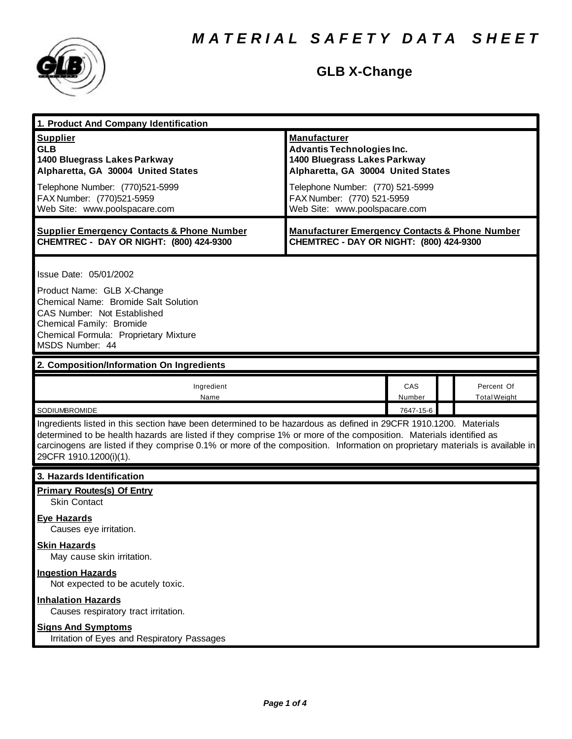# MATERIAL SAFETY DATA SHEET

## GLB X-Change

### 1. Product And Company Identification

**Supplier**
**GLB**
**1400 Bluegrass Lakes Parkway**
**Alpharetta, GA 30004 United States**

Telephone Number: (770)521-5999
FAX Number: (770)521-5959
Web Site: www.poolspacare.com

**Manufacturer**
**Advantis Technologies Inc.**
**1400 Bluegrass Lakes Parkway**
**Alpharetta, GA 30004 United States**

Telephone Number: (770) 521-5999
FAX Number: (770) 521-5959
Web Site: www.poolspacare.com

**Supplier Emergency Contacts & Phone Number**
**CHEMTREC - DAY OR NIGHT: (800) 424-9300**

**Manufacturer Emergency Contacts & Phone Number**
**CHEMTREC - DAY OR NIGHT: (800) 424-9300**

Issue Date: 05/01/2002

Product Name: GLB X-Change
Chemical Name: Bromide Salt Solution
CAS Number: Not Established
Chemical Family: Bromide
Chemical Formula: Proprietary Mixture
MSDS Number: 44

### 2. Composition/Information On Ingredients

| Ingredient Name | CAS Number | | Percent Of Total Weight |
|---|---|---|---|
| SODIUMBROMIDE | 7647-15-6 | | |

Ingredients listed in this section have been determined to be hazardous as defined in 29CFR 1910.1200. Materials determined to be health hazards are listed if they comprise 1% or more of the composition. Materials identified as carcinogens are listed if they comprise 0.1% or more of the composition. Information on proprietary materials is available in 29CFR 1910.1200(i)(1).

### 3. Hazards Identification

**Primary Routes(s) Of Entry**
Skin Contact

**Eye Hazards**
Causes eye irritation.

**Skin Hazards**
May cause skin irritation.

**Ingestion Hazards**
Not expected to be acutely toxic.

**Inhalation Hazards**
Causes respiratory tract irritation.

**Signs And Symptoms**
Irritation of Eyes and Respiratory Passages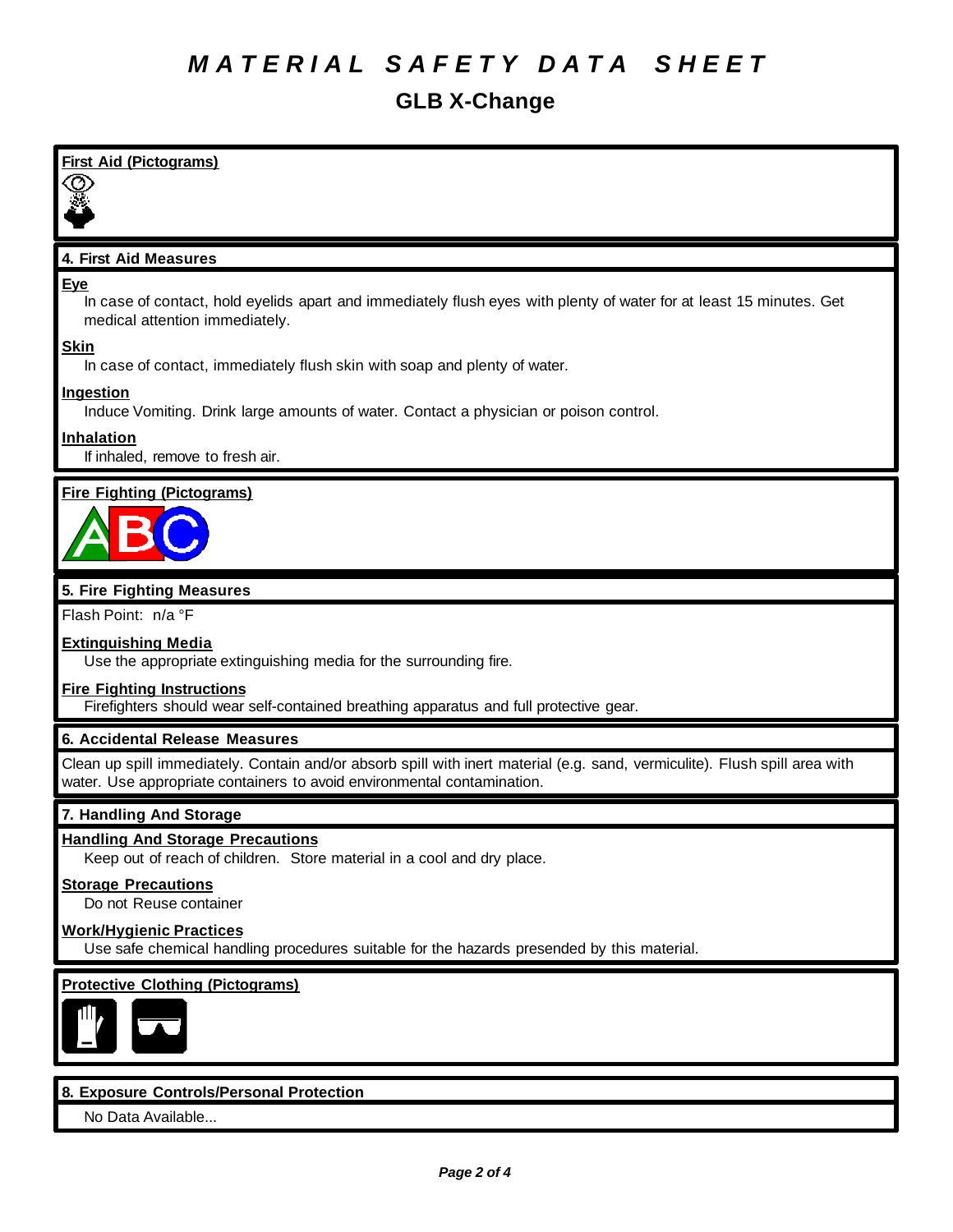# MATERIAL SAFETY DATA SHEET

## GLB X-Change

**First Aid (Pictograms)**

### 4. First Aid Measures

**Eye**

In case of contact, hold eyelids apart and immediately flush eyes with plenty of water for at least 15 minutes. Get medical attention immediately.

**Skin**

In case of contact, immediately flush skin with soap and plenty of water.

**Ingestion**

Induce Vomiting. Drink large amounts of water. Contact a physician or poison control.

**Inhalation**

If inhaled, remove to fresh air.

**Fire Fighting (Pictograms)**

### 5. Fire Fighting Measures

Flash Point: n/a °F

**Extinguishing Media**

Use the appropriate extinguishing media for the surrounding fire.

**Fire Fighting Instructions**

Firefighters should wear self-contained breathing apparatus and full protective gear.

### 6. Accidental Release Measures

Clean up spill immediately. Contain and/or absorb spill with inert material (e.g. sand, vermiculite). Flush spill area with water. Use appropriate containers to avoid environmental contamination.

### 7. Handling And Storage

**Handling And Storage Precautions**

Keep out of reach of children. Store material in a cool and dry place.

**Storage Precautions**

Do not Reuse container

**Work/Hygienic Practices**

Use safe chemical handling procedures suitable for the hazards presended by this material.

**Protective Clothing (Pictograms)**

### 8. Exposure Controls/Personal Protection

No Data Available...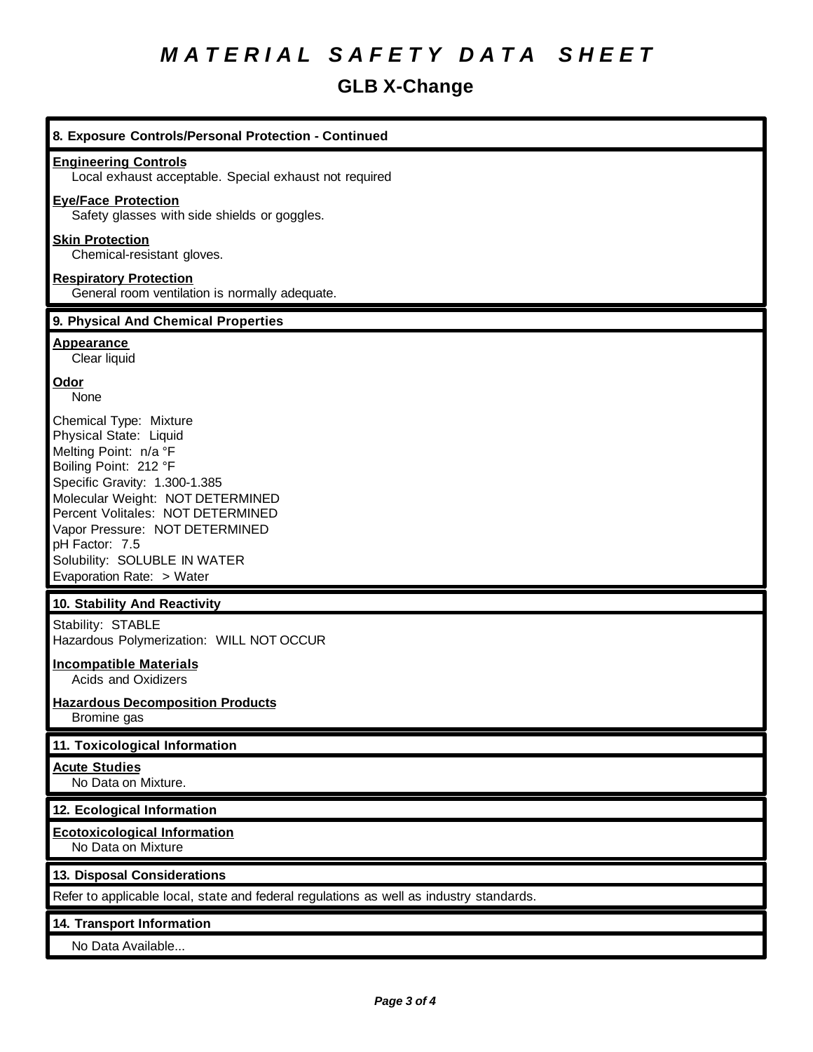# MATERIAL SAFETY DATA SHEET

## GLB X-Change

### 8. Exposure Controls/Personal Protection - Continued

**Engineering Controls**
Local exhaust acceptable. Special exhaust not required

**Eye/Face Protection**
Safety glasses with side shields or goggles.

**Skin Protection**
Chemical-resistant gloves.

**Respiratory Protection**
General room ventilation is normally adequate.

### 9. Physical And Chemical Properties

**Appearance**
Clear liquid

**Odor**
None

Chemical Type: Mixture
Physical State: Liquid
Melting Point: n/a °F
Boiling Point: 212 °F
Specific Gravity: 1.300-1.385
Molecular Weight: NOT DETERMINED
Percent Volitales: NOT DETERMINED
Vapor Pressure: NOT DETERMINED
pH Factor: 7.5
Solubility: SOLUBLE IN WATER
Evaporation Rate: > Water

### 10. Stability And Reactivity

Stability: STABLE
Hazardous Polymerization: WILL NOT OCCUR

**Incompatible Materials**
Acids and Oxidizers

**Hazardous Decomposition Products**
Bromine gas

### 11. Toxicological Information

**Acute Studies**
No Data on Mixture.

### 12. Ecological Information

**Ecotoxicological Information**
No Data on Mixture

### 13. Disposal Considerations

Refer to applicable local, state and federal regulations as well as industry standards.

### 14. Transport Information

No Data Available...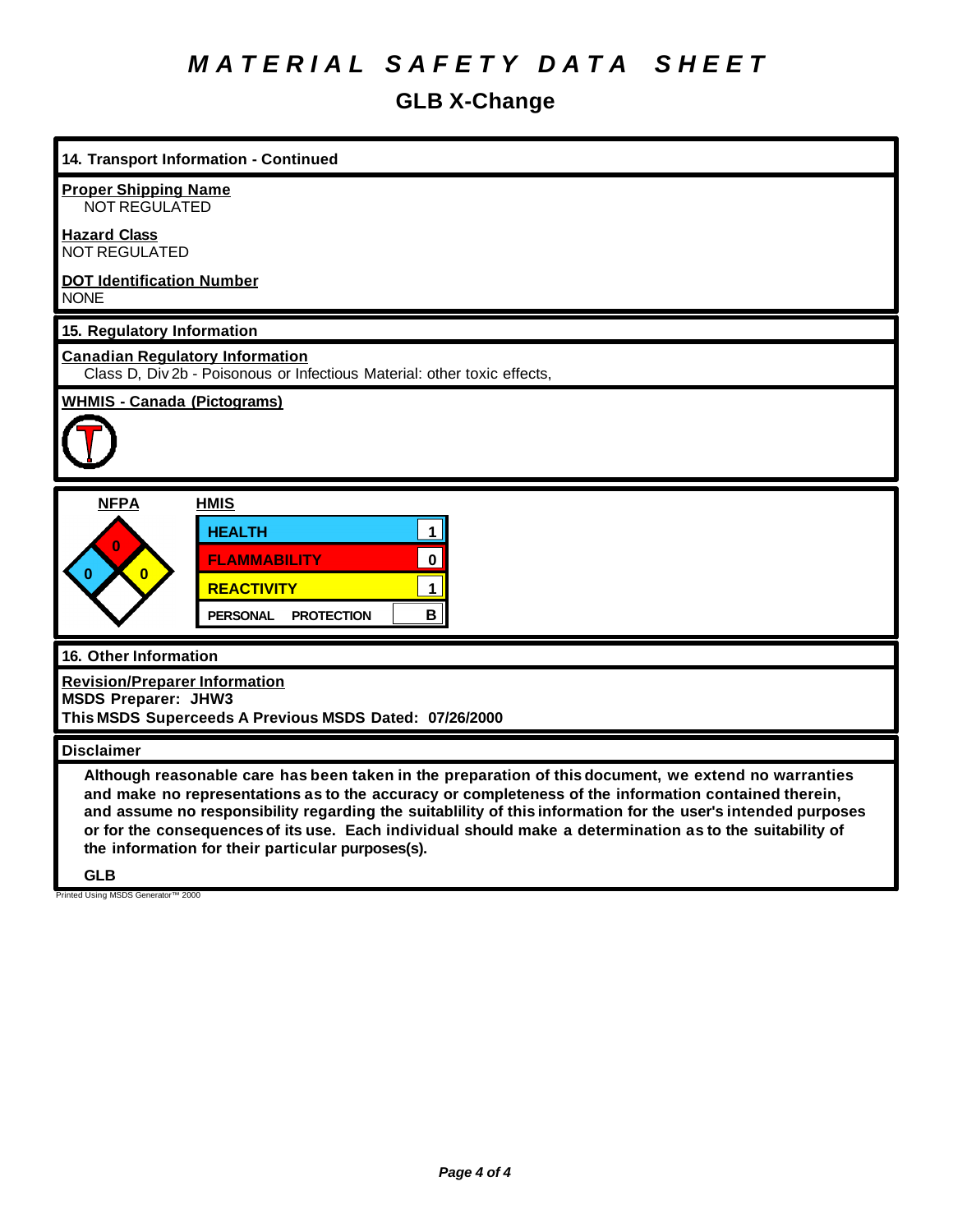# *MATERIAL SAFETY DATA SHEET*

## GLB X-Change

### 14. Transport Information - Continued

**Proper Shipping Name**
NOT REGULATED

**Hazard Class**
NOT REGULATED

**DOT Identification Number**
NONE

### 15. Regulatory Information

**Canadian Regulatory Information**
Class D, Div 2b - Poisonous or Infectious Material: other toxic effects,

**WHMIS - Canada (Pictograms)**

**NFPA**

0
0 0

**HMIS**

| | |
|---|---|
| HEALTH | 1 |
| FLAMMABILITY | 0 |
| REACTIVITY | 1 |
| PERSONAL PROTECTION | B |

### 16. Other Information

**Revision/Preparer Information**
**MSDS Preparer: JHW3**
**This MSDS Superceeds A Previous MSDS Dated: 07/26/2000**

### Disclaimer

**Although reasonable care has been taken in the preparation of this document, we extend no warranties and make no representations as to the accuracy or completeness of the information contained therein, and assume no responsibility regarding the suitablility of this information for the user's intended purposes or for the consequences of its use. Each individual should make a determination as to the suitability of the information for their particular purposes(s).**

**GLB**

Printed Using MSDS Generator™ 2000